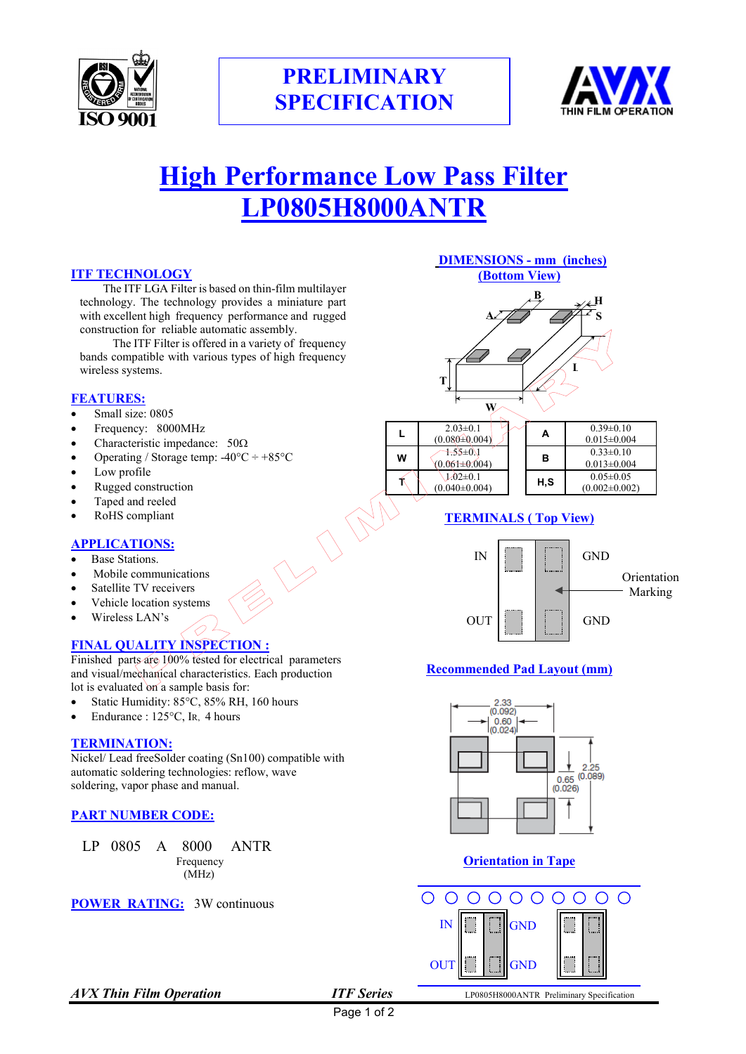# PRELIMINARY SPECIFICATION

# High Performance Low Pass Filter
# LP0805H8000ANTR

## ITF TECHNOLOGY

The ITF LGA Filter is based on thin-film multilayer technology. The technology provides a miniature part with excellent high frequency performance and rugged construction for reliable automatic assembly.

The ITF Filter is offered in a variety of frequency bands compatible with various types of high frequency wireless systems.

## FEATURES:

- Small size: 0805
- Frequency: 8000MHz
- Characteristic impedance: 50Ω
- Operating / Storage temp: -40°C ÷ +85°C
- Low profile
- Rugged construction
- Taped and reeled
- RoHS compliant

## APPLICATIONS:

- Base Stations.
- Mobile communications
- Satellite TV receivers
- Vehicle location systems
- Wireless LAN's

## FINAL QUALITY INSPECTION :

Finished parts are 100% tested for electrical parameters and visual/mechanical characteristics. Each production lot is evaluated on a sample basis for:

- Static Humidity: 85°C, 85% RH, 160 hours
- Endurance : 125°C, IR, 4 hours

## TERMINATION:

Nickel/ Lead freeSolder coating (Sn100) compatible with automatic soldering technologies: reflow, wave soldering, vapor phase and manual.

## PART NUMBER CODE:

LP 0805 A 8000 ANTR

Frequency (MHz)

## POWER RATING: 3W continuous

## DIMENSIONS - mm (inches)
## (Bottom View)

| | | | | |
|---|---|---|---|---|
| **L** | 2.03±0.1 (0.080±0.004) | | **A** | 0.39±0.10 0.015±0.004 |
| **W** | 1.55±0.1 (0.061±0.004) | | **B** | 0.33±0.10 0.013±0.004 |
| **T** | 1.02±0.1 (0.040±0.004) | | **H,S** | 0.05±0.05 (0.002±0.002) |

## TERMINALS ( Top View)

IN, GND, OUT, GND, Orientation Marking

## Recommended Pad Layout (mm)

2.33 (0.092); 0.60 (0.024); 0.65 (0.026); 2.25 (0.089)

## Orientation in Tape

IN, GND, OUT, GND

*AVX Thin Film Operation* *ITF Series* LP0805H8000ANTR Preliminary Specification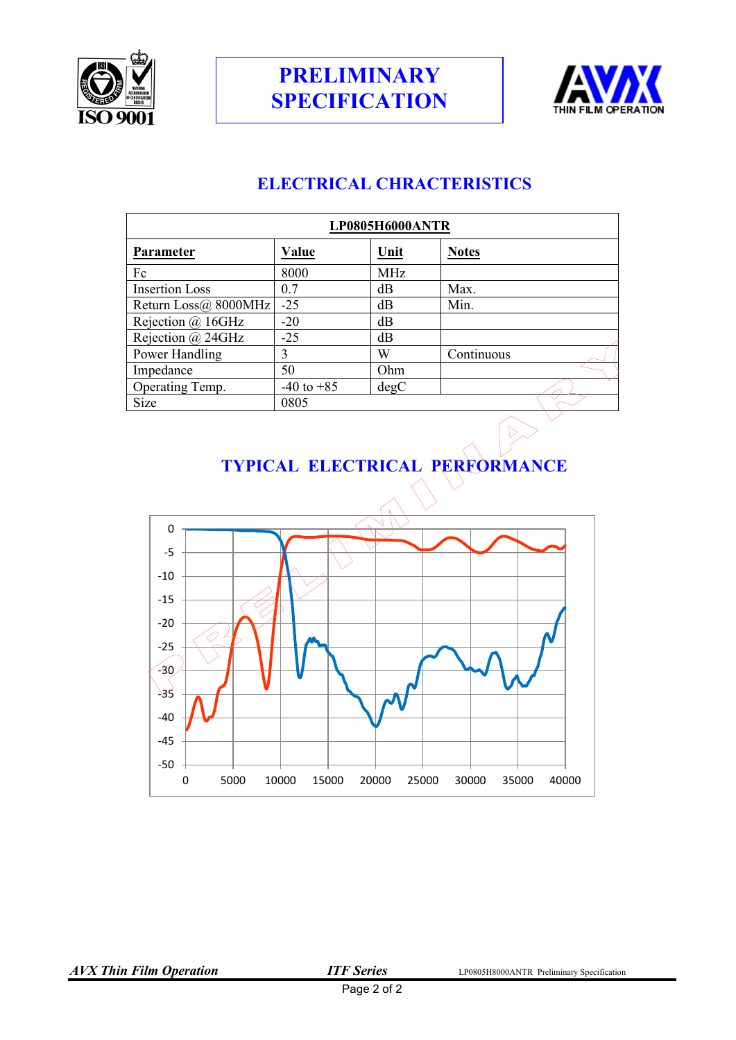**PRELIMINARY SPECIFICATION**

ISO 9001

AVX THIN FILM OPERATION

## ELECTRICAL CHRACTERISTICS

| LP0805H6000ANTR | | | |
|---|---|---|---|
| **Parameter** | **Value** | **Unit** | **Notes** |
| Fc | 8000 | MHz | |
| Insertion Loss | 0.7 | dB | Max. |
| Return Loss@ 8000MHz | -25 | dB | Min. |
| Rejection @ 16GHz | -20 | dB | |
| Rejection @ 24GHz | -25 | dB | |
| Power Handling | 3 | W | Continuous |
| Impedance | 50 | Ohm | |
| Operating Temp. | -40 to +85 | degC | |
| Size | 0805 | | |

## TYPICAL ELECTRICAL PERFORMANCE

0
-5
-10
-15
-20
-25
-30
-35
-40
-45
-50

0 5000 10000 15000 20000 25000 30000 35000 40000

PRELIMINARY

*AVX Thin Film Operation* *ITF Series* LP0805H8000ANTR Preliminary Specification